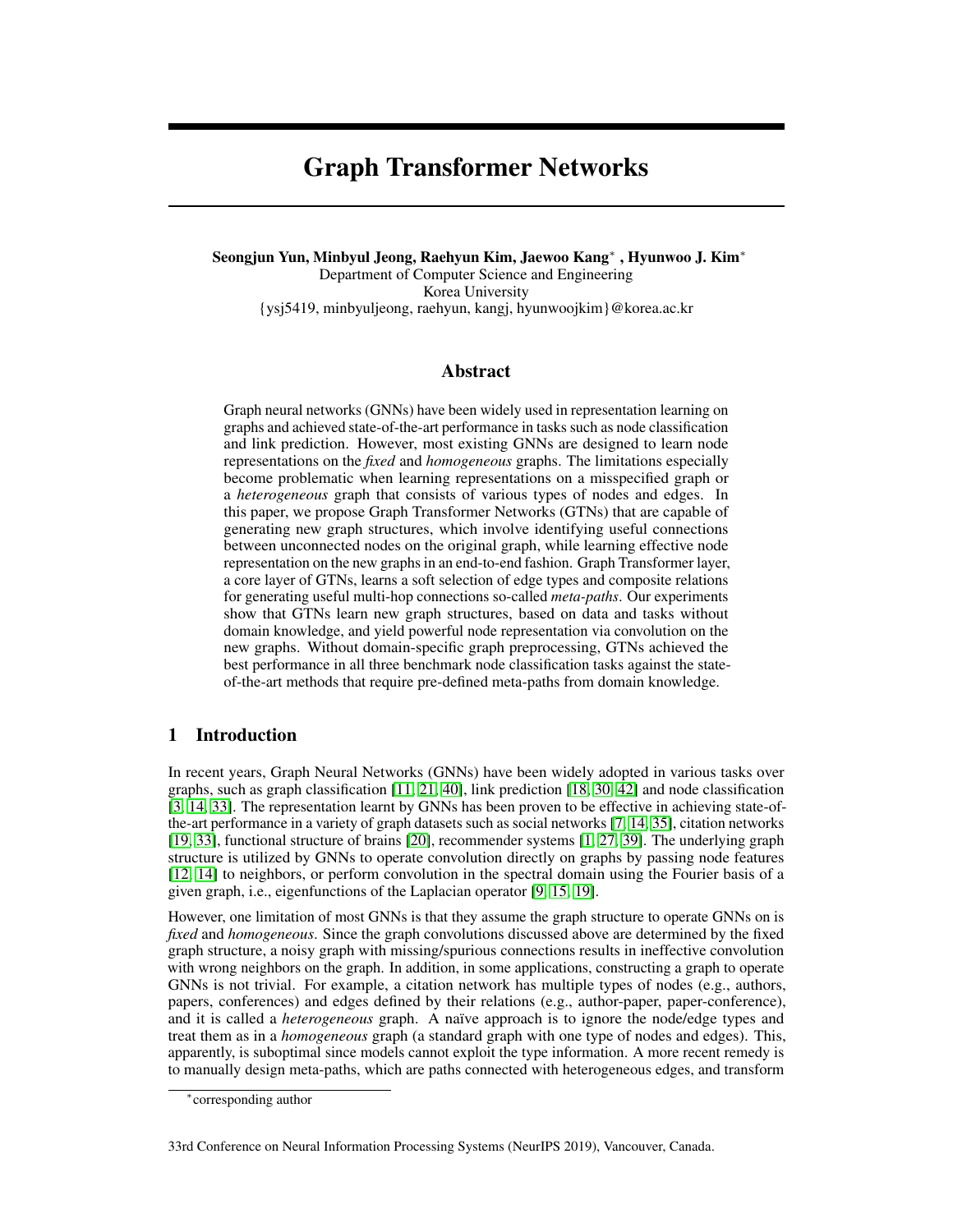# Graph Transformer Networks

**Seongjun Yun, Minbyul Jeong, Raehyun Kim, Jaewoo Kang\* , Hyunwoo J. Kim\***
Department of Computer Science and Engineering
Korea University
{ysj5419, minbyuljeong, raehyun, kangj, hyunwoojkim}@korea.ac.kr

## Abstract

Graph neural networks (GNNs) have been widely used in representation learning on graphs and achieved state-of-the-art performance in tasks such as node classification and link prediction. However, most existing GNNs are designed to learn node representations on the *fixed* and *homogeneous* graphs. The limitations especially become problematic when learning representations on a misspecified graph or a *heterogeneous* graph that consists of various types of nodes and edges. In this paper, we propose Graph Transformer Networks (GTNs) that are capable of generating new graph structures, which involve identifying useful connections between unconnected nodes on the original graph, while learning effective node representation on the new graphs in an end-to-end fashion. Graph Transformer layer, a core layer of GTNs, learns a soft selection of edge types and composite relations for generating useful multi-hop connections so-called *meta-paths*. Our experiments show that GTNs learn new graph structures, based on data and tasks without domain knowledge, and yield powerful node representation via convolution on the new graphs. Without domain-specific graph preprocessing, GTNs achieved the best performance in all three benchmark node classification tasks against the state-of-the-art methods that require pre-defined meta-paths from domain knowledge.

## 1 Introduction

In recent years, Graph Neural Networks (GNNs) have been widely adopted in various tasks over graphs, such as graph classification [11, 21, 40], link prediction [18, 30, 42] and node classification [3, 14, 33]. The representation learnt by GNNs has been proven to be effective in achieving state-of-the-art performance in a variety of graph datasets such as social networks [7, 14, 35], citation networks [19, 33], functional structure of brains [20], recommender systems [1, 27, 39]. The underlying graph structure is utilized by GNNs to operate convolution directly on graphs by passing node features [12, 14] to neighbors, or perform convolution in the spectral domain using the Fourier basis of a given graph, i.e., eigenfunctions of the Laplacian operator [9, 15, 19].

However, one limitation of most GNNs is that they assume the graph structure to operate GNNs on is *fixed* and *homogeneous*. Since the graph convolutions discussed above are determined by the fixed graph structure, a noisy graph with missing/spurious connections results in ineffective convolution with wrong neighbors on the graph. In addition, in some applications, constructing a graph to operate GNNs is not trivial. For example, a citation network has multiple types of nodes (e.g., authors, papers, conferences) and edges defined by their relations (e.g., author-paper, paper-conference), and it is called a *heterogeneous* graph. A naïve approach is to ignore the node/edge types and treat them as in a *homogeneous* graph (a standard graph with one type of nodes and edges). This, apparently, is suboptimal since models cannot exploit the type information. A more recent remedy is to manually design meta-paths, which are paths connected with heterogeneous edges, and transform

\*corresponding author

33rd Conference on Neural Information Processing Systems (NeurIPS 2019), Vancouver, Canada.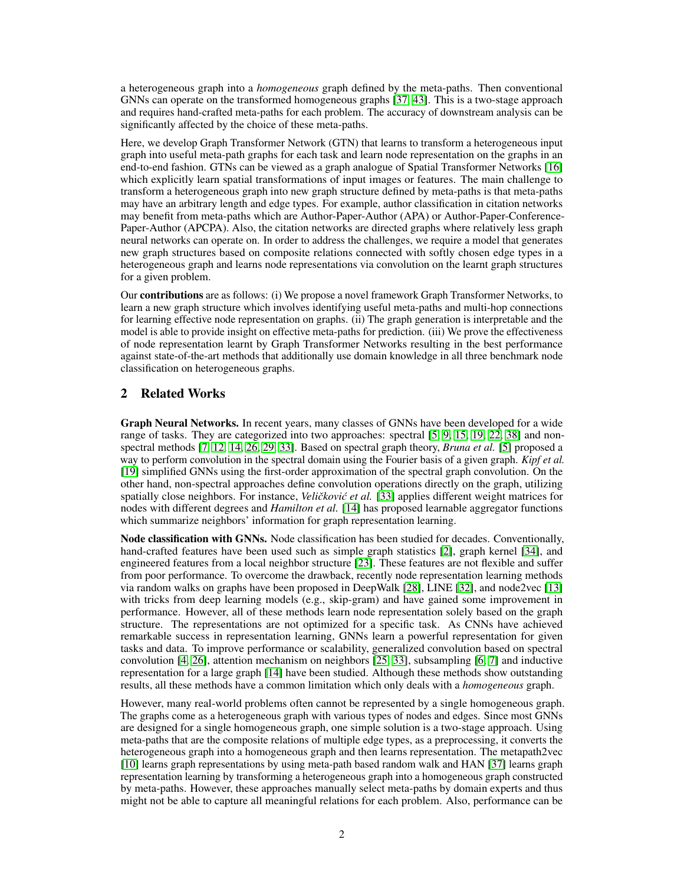a heterogeneous graph into a *homogeneous* graph defined by the meta-paths. Then conventional GNNs can operate on the transformed homogeneous graphs [37, 43]. This is a two-stage approach and requires hand-crafted meta-paths for each problem. The accuracy of downstream analysis can be significantly affected by the choice of these meta-paths.

Here, we develop Graph Transformer Network (GTN) that learns to transform a heterogeneous input graph into useful meta-path graphs for each task and learn node representation on the graphs in an end-to-end fashion. GTNs can be viewed as a graph analogue of Spatial Transformer Networks [16] which explicitly learn spatial transformations of input images or features. The main challenge to transform a heterogeneous graph into new graph structure defined by meta-paths is that meta-paths may have an arbitrary length and edge types. For example, author classification in citation networks may benefit from meta-paths which are Author-Paper-Author (APA) or Author-Paper-Conference-Paper-Author (APCPA). Also, the citation networks are directed graphs where relatively less graph neural networks can operate on. In order to address the challenges, we require a model that generates new graph structures based on composite relations connected with softly chosen edge types in a heterogeneous graph and learns node representations via convolution on the learnt graph structures for a given problem.

Our **contributions** are as follows: (i) We propose a novel framework Graph Transformer Networks, to learn a new graph structure which involves identifying useful meta-paths and multi-hop connections for learning effective node representation on graphs. (ii) The graph generation is interpretable and the model is able to provide insight on effective meta-paths for prediction. (iii) We prove the effectiveness of node representation learnt by Graph Transformer Networks resulting in the best performance against state-of-the-art methods that additionally use domain knowledge in all three benchmark node classification on heterogeneous graphs.

## 2 Related Works

**Graph Neural Networks.** In recent years, many classes of GNNs have been developed for a wide range of tasks. They are categorized into two approaches: spectral [5, 9, 15, 19, 22, 38] and non-spectral methods [7, 12, 14, 26, 29, 33]. Based on spectral graph theory, *Bruna et al.* [5] proposed a way to perform convolution in the spectral domain using the Fourier basis of a given graph. *Kipf et al.* [19] simplified GNNs using the first-order approximation of the spectral graph convolution. On the other hand, non-spectral approaches define convolution operations directly on the graph, utilizing spatially close neighbors. For instance, *Veličković et al.* [33] applies different weight matrices for nodes with different degrees and *Hamilton et al.* [14] has proposed learnable aggregator functions which summarize neighbors' information for graph representation learning.

**Node classification with GNNs.** Node classification has been studied for decades. Conventionally, hand-crafted features have been used such as simple graph statistics [2], graph kernel [34], and engineered features from a local neighbor structure [23]. These features are not flexible and suffer from poor performance. To overcome the drawback, recently node representation learning methods via random walks on graphs have been proposed in DeepWalk [28], LINE [32], and node2vec [13] with tricks from deep learning models (e.g., skip-gram) and have gained some improvement in performance. However, all of these methods learn node representation solely based on the graph structure. The representations are not optimized for a specific task. As CNNs have achieved remarkable success in representation learning, GNNs learn a powerful representation for given tasks and data. To improve performance or scalability, generalized convolution based on spectral convolution [4, 26], attention mechanism on neighbors [25, 33], subsampling [6, 7] and inductive representation for a large graph [14] have been studied. Although these methods show outstanding results, all these methods have a common limitation which only deals with a *homogeneous* graph.

However, many real-world problems often cannot be represented by a single homogeneous graph. The graphs come as a heterogeneous graph with various types of nodes and edges. Since most GNNs are designed for a single homogeneous graph, one simple solution is a two-stage approach. Using meta-paths that are the composite relations of multiple edge types, as a preprocessing, it converts the heterogeneous graph into a homogeneous graph and then learns representation. The metapath2vec [10] learns graph representations by using meta-path based random walk and HAN [37] learns graph representation learning by transforming a heterogeneous graph into a homogeneous graph constructed by meta-paths. However, these approaches manually select meta-paths by domain experts and thus might not be able to capture all meaningful relations for each problem. Also, performance can be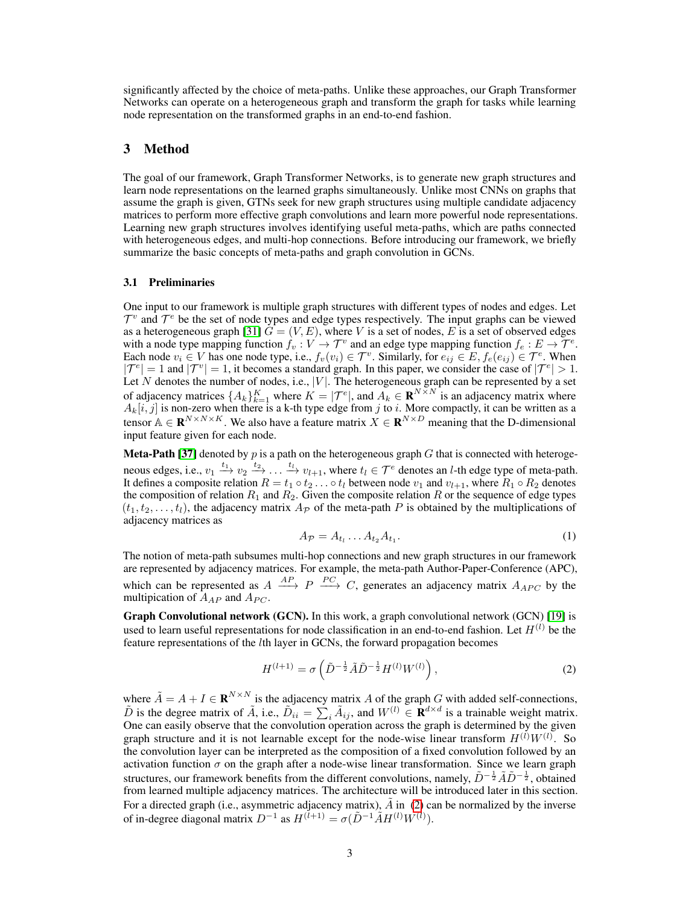significantly affected by the choice of meta-paths. Unlike these approaches, our Graph Transformer Networks can operate on a heterogeneous graph and transform the graph for tasks while learning node representation on the transformed graphs in an end-to-end fashion.

## 3 Method

The goal of our framework, Graph Transformer Networks, is to generate new graph structures and learn node representations on the learned graphs simultaneously. Unlike most CNNs on graphs that assume the graph is given, GTNs seek for new graph structures using multiple candidate adjacency matrices to perform more effective graph convolutions and learn more powerful node representations. Learning new graph structures involves identifying useful meta-paths, which are paths connected with heterogeneous edges, and multi-hop connections. Before introducing our framework, we briefly summarize the basic concepts of meta-paths and graph convolution in GCNs.

### 3.1 Preliminaries

One input to our framework is multiple graph structures with different types of nodes and edges. Let $\mathcal{T}^v$ and $\mathcal{T}^e$ be the set of node types and edge types respectively. The input graphs can be viewed as a heterogeneous graph [31] $G = (V, E)$, where $V$ is a set of nodes, $E$ is a set of observed edges with a node type mapping function $f_v : V \to \mathcal{T}^v$ and an edge type mapping function $f_e : E \to \mathcal{T}^e$. Each node $v_i \in V$ has one node type, i.e., $f_v(v_i) \in \mathcal{T}^v$. Similarly, for $e_{ij} \in E$, $f_e(e_{ij}) \in \mathcal{T}^e$. When $|\mathcal{T}^e| = 1$ and $|\mathcal{T}^v| = 1$, it becomes a standard graph. In this paper, we consider the case of $|\mathcal{T}^e| > 1$. Let $N$ denotes the number of nodes, i.e., $|V|$. The heterogeneous graph can be represented by a set of adjacency matrices $\{A_k\}_{k=1}^{K}$ where $K = |\mathcal{T}^e|$, and $A_k \in \mathbf{R}^{N \times N}$ is an adjacency matrix where $A_k[i, j]$ is non-zero when there is a k-th type edge from $j$ to $i$. More compactly, it can be written as a tensor $\mathbb{A} \in \mathbf{R}^{N \times N \times K}$. We also have a feature matrix $X \in \mathbf{R}^{N \times D}$ meaning that the D-dimensional input feature given for each node.

**Meta-Path** [37] denoted by $p$ is a path on the heterogeneous graph $G$ that is connected with heterogeneous edges, i.e., $v_1 \xrightarrow{t_1} v_2 \xrightarrow{t_2} \ldots \xrightarrow{t_l} v_{l+1}$, where $t_l \in \mathcal{T}^e$ denotes an $l$-th edge type of meta-path. It defines a composite relation $R = t_1 \circ t_2 \ldots \circ t_l$ between node $v_1$ and $v_{l+1}$, where $R_1 \circ R_2$ denotes the composition of relation $R_1$ and $R_2$. Given the composite relation $R$ or the sequence of edge types $(t_1, t_2, \ldots, t_l)$, the adjacency matrix $A_{\mathcal{P}}$ of the meta-path $P$ is obtained by the multiplications of adjacency matrices as

$$A_{\mathcal{P}} = A_{t_l} \ldots A_{t_2} A_{t_1}. \tag{1}$$

The notion of meta-path subsumes multi-hop connections and new graph structures in our framework are represented by adjacency matrices. For example, the meta-path Author-Paper-Conference (APC), which can be represented as $A \xrightarrow{AP} P \xrightarrow{PC} C$, generates an adjacency matrix $A_{APC}$ by the multipication of $A_{AP}$ and $A_{PC}$.

**Graph Convolutional network (GCN).** In this work, a graph convolutional network (GCN) [19] is used to learn useful representations for node classification in an end-to-end fashion. Let $H^{(l)}$ be the feature representations of the $l$th layer in GCNs, the forward propagation becomes

$$H^{(l+1)} = \sigma\left(\tilde{D}^{-\frac{1}{2}} \tilde{A} \tilde{D}^{-\frac{1}{2}} H^{(l)} W^{(l)}\right), \tag{2}$$

where $\tilde{A} = A + I \in \mathbf{R}^{N \times N}$ is the adjacency matrix $A$ of the graph $G$ with added self-connections, $\tilde{D}$ is the degree matrix of $\tilde{A}$, i.e., $\tilde{D}_{ii} = \sum_i \tilde{A}_{ij}$, and $W^{(l)} \in \mathbf{R}^{d \times d}$ is a trainable weight matrix. One can easily observe that the convolution operation across the graph is determined by the given graph structure and it is not learnable except for the node-wise linear transform $H^{(l)} W^{(l)}$. So the convolution layer can be interpreted as the composition of a fixed convolution followed by an activation function $\sigma$ on the graph after a node-wise linear transformation. Since we learn graph structures, our framework benefits from the different convolutions, namely, $\tilde{D}^{-\frac{1}{2}} \tilde{A} \tilde{D}^{-\frac{1}{2}}$, obtained from learned multiple adjacency matrices. The architecture will be introduced later in this section. For a directed graph (i.e., asymmetric adjacency matrix), $\tilde{A}$ in (2) can be normalized by the inverse of in-degree diagonal matrix $D^{-1}$ as $H^{(l+1)} = \sigma(\tilde{D}^{-1} \tilde{A} H^{(l)} W^{(l)})$.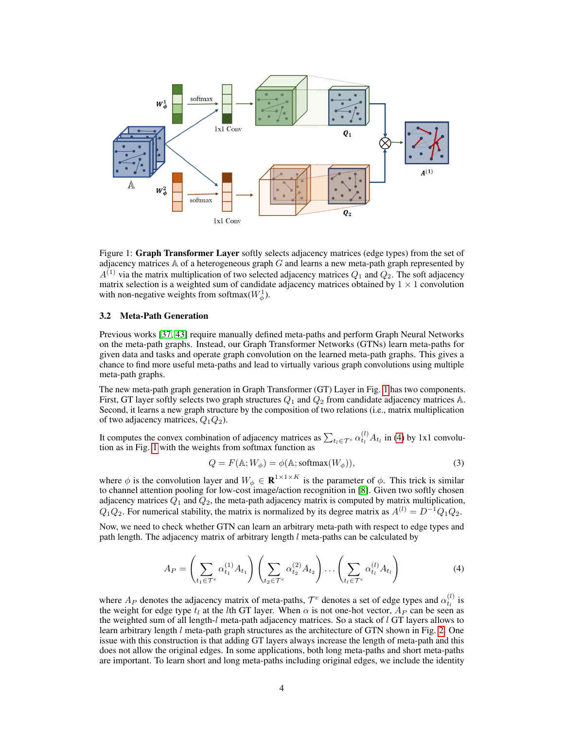Figure 1: **Graph Transformer Layer** softly selects adjacency matrices (edge types) from the set of adjacency matrices $\mathbb{A}$ of a heterogeneous graph $G$ and learns a new meta-path graph represented by $A^{(1)}$ via the matrix multiplication of two selected adjacency matrices $Q_1$ and $Q_2$. The soft adjacency matrix selection is a weighted sum of candidate adjacency matrices obtained by $1 \times 1$ convolution with non-negative weights from softmax($W_\phi^1$).

### 3.2 Meta-Path Generation

Previous works [37, 43] require manually defined meta-paths and perform Graph Neural Networks on the meta-path graphs. Instead, our Graph Transformer Networks (GTNs) learn meta-paths for given data and tasks and operate graph convolution on the learned meta-path graphs. This gives a chance to find more useful meta-paths and lead to virtually various graph convolutions using multiple meta-path graphs.

The new meta-path graph generation in Graph Transformer (GT) Layer in Fig. 1 has two components. First, GT layer softly selects two graph structures $Q_1$ and $Q_2$ from candidate adjacency matrices $\mathbb{A}$. Second, it learns a new graph structure by the composition of two relations (i.e., matrix multiplication of two adjacency matrices, $Q_1 Q_2$).

It computes the convex combination of adjacency matrices as $\sum_{t_l \in \mathcal{T}^e} \alpha_{t_l}^{(l)} A_{t_l}$ in (4) by 1x1 convolution as in Fig. 1 with the weights from softmax function as

$$Q = F(\mathbb{A}; W_\phi) = \phi(\mathbb{A}; \text{softmax}(W_\phi)), \tag{3}$$

where $\phi$ is the convolution layer and $W_\phi \in \mathbf{R}^{1 \times 1 \times K}$ is the parameter of $\phi$. This trick is similar to channel attention pooling for low-cost image/action recognition in [8]. Given two softly chosen adjacency matrices $Q_1$ and $Q_2$, the meta-path adjacency matrix is computed by matrix multiplication, $Q_1 Q_2$. For numerical stability, the matrix is normalized by its degree matrix as $A^{(l)} = D^{-1} Q_1 Q_2$.

Now, we need to check whether GTN can learn an arbitrary meta-path with respect to edge types and path length. The adjacency matrix of arbitrary length $l$ meta-paths can be calculated by

$$A_P = \left( \sum_{t_1 \in \mathcal{T}^e} \alpha_{t_1}^{(1)} A_{t_1} \right) \left( \sum_{t_2 \in \mathcal{T}^e} \alpha_{t_2}^{(2)} A_{t_2} \right) \dots \left( \sum_{t_l \in \mathcal{T}^e} \alpha_{t_l}^{(l)} A_{t_l} \right) \tag{4}$$

where $A_P$ denotes the adjacency matrix of meta-paths, $\mathcal{T}^e$ denotes a set of edge types and $\alpha_{t_l}^{(l)}$ is the weight for edge type $t_l$ at the $l$th GT layer. When $\alpha$ is not one-hot vector, $A_P$ can be seen as the weighted sum of all length-$l$ meta-path adjacency matrices. So a stack of $l$ GT layers allows to learn arbitrary length $l$ meta-path graph structures as the architecture of GTN shown in Fig. 2. One issue with this construction is that adding GT layers always increase the length of meta-path and this does not allow the original edges. In some applications, both long meta-paths and short meta-paths are important. To learn short and long meta-paths including original edges, we include the identity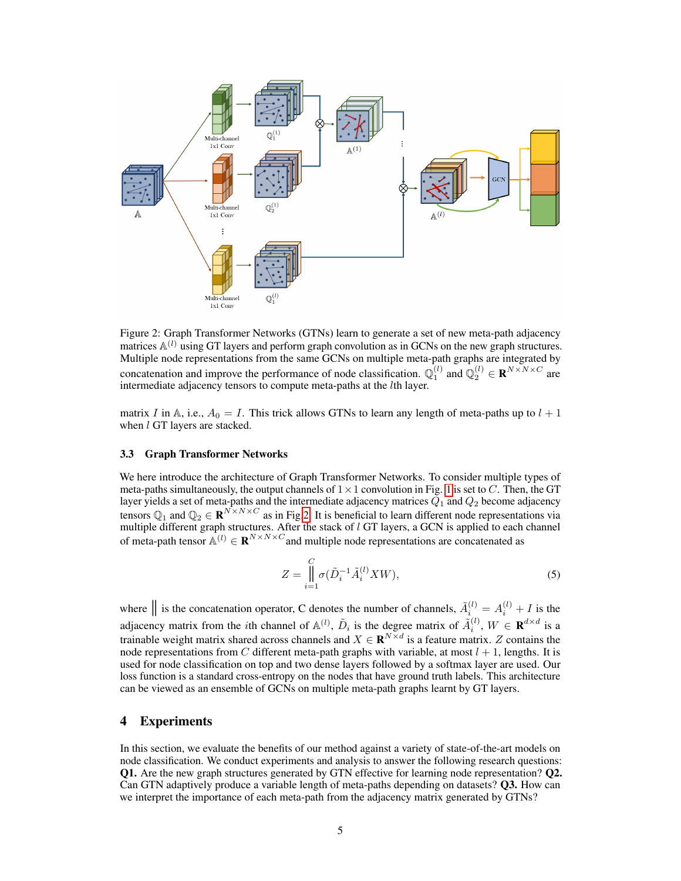Figure 2: Graph Transformer Networks (GTNs) learn to generate a set of new meta-path adjacency matrices $\mathbb{A}^{(l)}$ using GT layers and perform graph convolution as in GCNs on the new graph structures. Multiple node representations from the same GCNs on multiple meta-path graphs are integrated by concatenation and improve the performance of node classification. $\mathbb{Q}_1^{(l)}$ and $\mathbb{Q}_2^{(l)} \in \mathbf{R}^{N \times N \times C}$ are intermediate adjacency tensors to compute meta-paths at the $l$th layer.

matrix $I$ in $\mathbb{A}$, i.e., $A_0 = I$. This trick allows GTNs to learn any length of meta-paths up to $l+1$ when $l$ GT layers are stacked.

### 3.3 Graph Transformer Networks

We here introduce the architecture of Graph Transformer Networks. To consider multiple types of meta-paths simultaneously, the output channels of $1 \times 1$ convolution in Fig. 1 is set to $C$. Then, the GT layer yields a set of meta-paths and the intermediate adjacency matrices $Q_1$ and $Q_2$ become adjacency tensors $\mathbb{Q}_1$ and $\mathbb{Q}_2 \in \mathbf{R}^{N \times N \times C}$ as in Fig 2. It is beneficial to learn different node representations via multiple different graph structures. After the stack of $l$ GT layers, a GCN is applied to each channel of meta-path tensor $\mathbb{A}^{(l)} \in \mathbf{R}^{N \times N \times C}$ and multiple node representations are concatenated as

$$Z = \mathop{\Big\|}_{i=1}^{C} \sigma(\tilde{D}_i^{-1} \tilde{A}_i^{(l)} X W), \tag{5}$$

where $\|$ is the concatenation operator, C denotes the number of channels, $\tilde{A}_i^{(l)} = A_i^{(l)} + I$ is the adjacency matrix from the $i$th channel of $\mathbb{A}^{(l)}$, $\tilde{D}_i$ is the degree matrix of $\tilde{A}_i^{(l)}$, $W \in \mathbf{R}^{d \times d}$ is a trainable weight matrix shared across channels and $X \in \mathbf{R}^{N \times d}$ is a feature matrix. $Z$ contains the node representations from $C$ different meta-path graphs with variable, at most $l+1$, lengths. It is used for node classification on top and two dense layers followed by a softmax layer are used. Our loss function is a standard cross-entropy on the nodes that have ground truth labels. This architecture can be viewed as an ensemble of GCNs on multiple meta-path graphs learnt by GT layers.

## 4 Experiments

In this section, we evaluate the benefits of our method against a variety of state-of-the-art models on node classification. We conduct experiments and analysis to answer the following research questions: **Q1.** Are the new graph structures generated by GTN effective for learning node representation? **Q2.** Can GTN adaptively produce a variable length of meta-paths depending on datasets? **Q3.** How can we interpret the importance of each meta-path from the adjacency matrix generated by GTNs?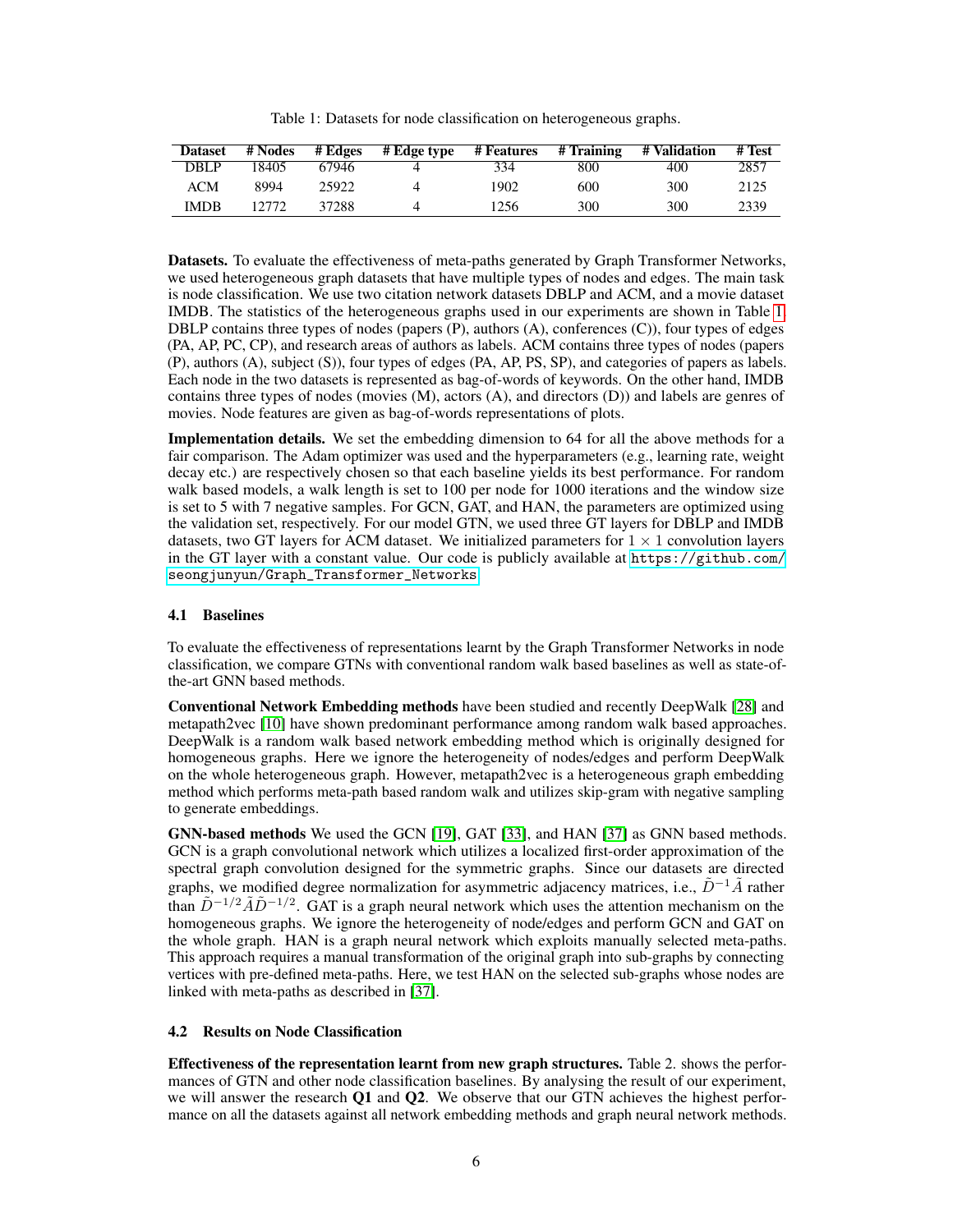Table 1: Datasets for node classification on heterogeneous graphs.

| Dataset | # Nodes | # Edges | # Edge type | # Features | # Training | # Validation | # Test |
|---|---|---|---|---|---|---|---|
| DBLP | 18405 | 67946 | 4 | 334 | 800 | 400 | 2857 |
| ACM | 8994 | 25922 | 4 | 1902 | 600 | 300 | 2125 |
| IMDB | 12772 | 37288 | 4 | 1256 | 300 | 300 | 2339 |

**Datasets.** To evaluate the effectiveness of meta-paths generated by Graph Transformer Networks, we used heterogeneous graph datasets that have multiple types of nodes and edges. The main task is node classification. We use two citation network datasets DBLP and ACM, and a movie dataset IMDB. The statistics of the heterogeneous graphs used in our experiments are shown in Table 1. DBLP contains three types of nodes (papers (P), authors (A), conferences (C)), four types of edges (PA, AP, PC, CP), and research areas of authors as labels. ACM contains three types of nodes (papers (P), authors (A), subject (S)), four types of edges (PA, AP, PS, SP), and categories of papers as labels. Each node in the two datasets is represented as bag-of-words of keywords. On the other hand, IMDB contains three types of nodes (movies (M), actors (A), and directors (D)) and labels are genres of movies. Node features are given as bag-of-words representations of plots.

**Implementation details.** We set the embedding dimension to 64 for all the above methods for a fair comparison. The Adam optimizer was used and the hyperparameters (e.g., learning rate, weight decay etc.) are respectively chosen so that each baseline yields its best performance. For random walk based models, a walk length is set to 100 per node for 1000 iterations and the window size is set to 5 with 7 negative samples. For GCN, GAT, and HAN, the parameters are optimized using the validation set, respectively. For our model GTN, we used three GT layers for DBLP and IMDB datasets, two GT layers for ACM dataset. We initialized parameters for $1 \times 1$ convolution layers in the GT layer with a constant value. Our code is publicly available at https://github.com/seongjunyun/Graph_Transformer_Networks.

### 4.1 Baselines

To evaluate the effectiveness of representations learnt by the Graph Transformer Networks in node classification, we compare GTNs with conventional random walk based baselines as well as state-of-the-art GNN based methods.

**Conventional Network Embedding methods** have been studied and recently DeepWalk [28] and metapath2vec [10] have shown predominant performance among random walk based approaches. DeepWalk is a random walk based network embedding method which is originally designed for homogeneous graphs. Here we ignore the heterogeneity of nodes/edges and perform DeepWalk on the whole heterogeneous graph. However, metapath2vec is a heterogeneous graph embedding method which performs meta-path based random walk and utilizes skip-gram with negative sampling to generate embeddings.

**GNN-based methods** We used the GCN [19], GAT [33], and HAN [37] as GNN based methods. GCN is a graph convolutional network which utilizes a localized first-order approximation of the spectral graph convolution designed for the symmetric graphs. Since our datasets are directed graphs, we modified degree normalization for asymmetric adjacency matrices, i.e., $\tilde{D}^{-1}\tilde{A}$ rather than $\tilde{D}^{-1/2}\tilde{A}\tilde{D}^{-1/2}$. GAT is a graph neural network which uses the attention mechanism on the homogeneous graphs. We ignore the heterogeneity of node/edges and perform GCN and GAT on the whole graph. HAN is a graph neural network which exploits manually selected meta-paths. This approach requires a manual transformation of the original graph into sub-graphs by connecting vertices with pre-defined meta-paths. Here, we test HAN on the selected sub-graphs whose nodes are linked with meta-paths as described in [37].

### 4.2 Results on Node Classification

**Effectiveness of the representation learnt from new graph structures.** Table 2. shows the performances of GTN and other node classification baselines. By analysing the result of our experiment, we will answer the research **Q1** and **Q2**. We observe that our GTN achieves the highest performance on all the datasets against all network embedding methods and graph neural network methods.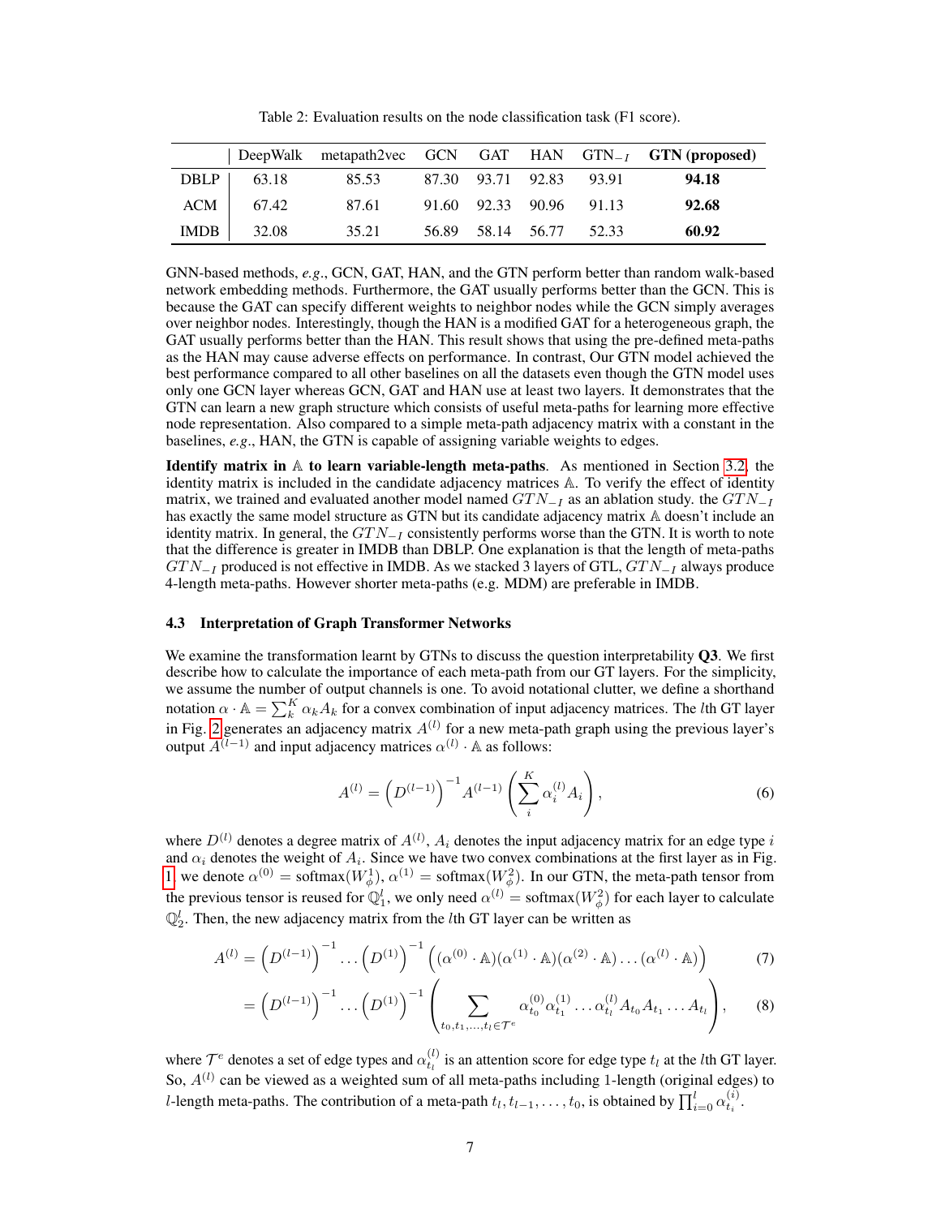Table 2: Evaluation results on the node classification task (F1 score).

| | DeepWalk | metapath2vec | GCN | GAT | HAN | $\text{GTN}_{-I}$ | **GTN (proposed)** |
|---|---|---|---|---|---|---|---|
| DBLP | 63.18 | 85.53 | 87.30 | 93.71 | 92.83 | 93.91 | **94.18** |
| ACM | 67.42 | 87.61 | 91.60 | 92.33 | 90.96 | 91.13 | **92.68** |
| IMDB | 32.08 | 35.21 | 56.89 | 58.14 | 56.77 | 52.33 | **60.92** |

GNN-based methods, *e.g.*, GCN, GAT, HAN, and the GTN perform better than random walk-based network embedding methods. Furthermore, the GAT usually performs better than the GCN. This is because the GAT can specify different weights to neighbor nodes while the GCN simply averages over neighbor nodes. Interestingly, though the HAN is a modified GAT for a heterogeneous graph, the GAT usually performs better than the HAN. This result shows that using the pre-defined meta-paths as the HAN may cause adverse effects on performance. In contrast, Our GTN model achieved the best performance compared to all other baselines on all the datasets even though the GTN model uses only one GCN layer whereas GCN, GAT and HAN use at least two layers. It demonstrates that the GTN can learn a new graph structure which consists of useful meta-paths for learning more effective node representation. Also compared to a simple meta-path adjacency matrix with a constant in the baselines, *e.g.*, HAN, the GTN is capable of assigning variable weights to edges.

**Identify matrix in $\mathbb{A}$ to learn variable-length meta-paths**. As mentioned in Section 3.2, the identity matrix is included in the candidate adjacency matrices $\mathbb{A}$. To verify the effect of identity matrix, we trained and evaluated another model named $GTN_{-I}$ as an ablation study. the $GTN_{-I}$ has exactly the same model structure as GTN but its candidate adjacency matrix $\mathbb{A}$ doesn't include an identity matrix. In general, the $GTN_{-I}$ consistently performs worse than the GTN. It is worth to note that the difference is greater in IMDB than DBLP. One explanation is that the length of meta-paths $GTN_{-I}$ produced is not effective in IMDB. As we stacked 3 layers of GTL, $GTN_{-I}$ always produce 4-length meta-paths. However shorter meta-paths (e.g. MDM) are preferable in IMDB.

### 4.3 Interpretation of Graph Transformer Networks

We examine the transformation learnt by GTNs to discuss the question interpretability **Q3**. We first describe how to calculate the importance of each meta-path from our GT layers. For the simplicity, we assume the number of output channels is one. To avoid notational clutter, we define a shorthand notation $\alpha \cdot \mathbb{A} = \sum_k^K \alpha_k A_k$ for a convex combination of input adjacency matrices. The $l$th GT layer in Fig. 2 generates an adjacency matrix $A^{(l)}$ for a new meta-path graph using the previous layer's output $A^{(l-1)}$ and input adjacency matrices $\alpha^{(l)} \cdot \mathbb{A}$ as follows:

$$A^{(l)} = \left(D^{(l-1)}\right)^{-1} A^{(l-1)} \left( \sum_i^K \alpha_i^{(l)} A_i \right), \tag{6}$$

where $D^{(l)}$ denotes a degree matrix of $A^{(l)}$, $A_i$ denotes the input adjacency matrix for an edge type $i$ and $\alpha_i$ denotes the weight of $A_i$. Since we have two convex combinations at the first layer as in Fig. 1, we denote $\alpha^{(0)} = \text{softmax}(W_\phi^1)$, $\alpha^{(1)} = \text{softmax}(W_\phi^2)$. In our GTN, the meta-path tensor from the previous tensor is reused for $\mathbb{Q}_1^l$, we only need $\alpha^{(l)} = \text{softmax}(W_\phi^2)$ for each layer to calculate $\mathbb{Q}_2^l$. Then, the new adjacency matrix from the $l$th GT layer can be written as

$$A^{(l)} = \left(D^{(l-1)}\right)^{-1} \dots \left(D^{(1)}\right)^{-1} \left( (\alpha^{(0)} \cdot \mathbb{A})(\alpha^{(1)} \cdot \mathbb{A})(\alpha^{(2)} \cdot \mathbb{A}) \dots (\alpha^{(l)} \cdot \mathbb{A}) \right) \tag{7}$$

$$= \left(D^{(l-1)}\right)^{-1} \dots \left(D^{(1)}\right)^{-1} \left( \sum_{t_0, t_1, \dots, t_l \in \mathcal{T}^e} \alpha_{t_0}^{(0)} \alpha_{t_1}^{(1)} \dots \alpha_{t_l}^{(l)} A_{t_0} A_{t_1} \dots A_{t_l} \right), \tag{8}$$

where $\mathcal{T}^e$ denotes a set of edge types and $\alpha_{t_l}^{(l)}$ is an attention score for edge type $t_l$ at the $l$th GT layer. So, $A^{(l)}$ can be viewed as a weighted sum of all meta-paths including 1-length (original edges) to $l$-length meta-paths. The contribution of a meta-path $t_l, t_{l-1}, \dots, t_0$, is obtained by $\prod_{i=0}^{l} \alpha_{t_i}^{(i)}$.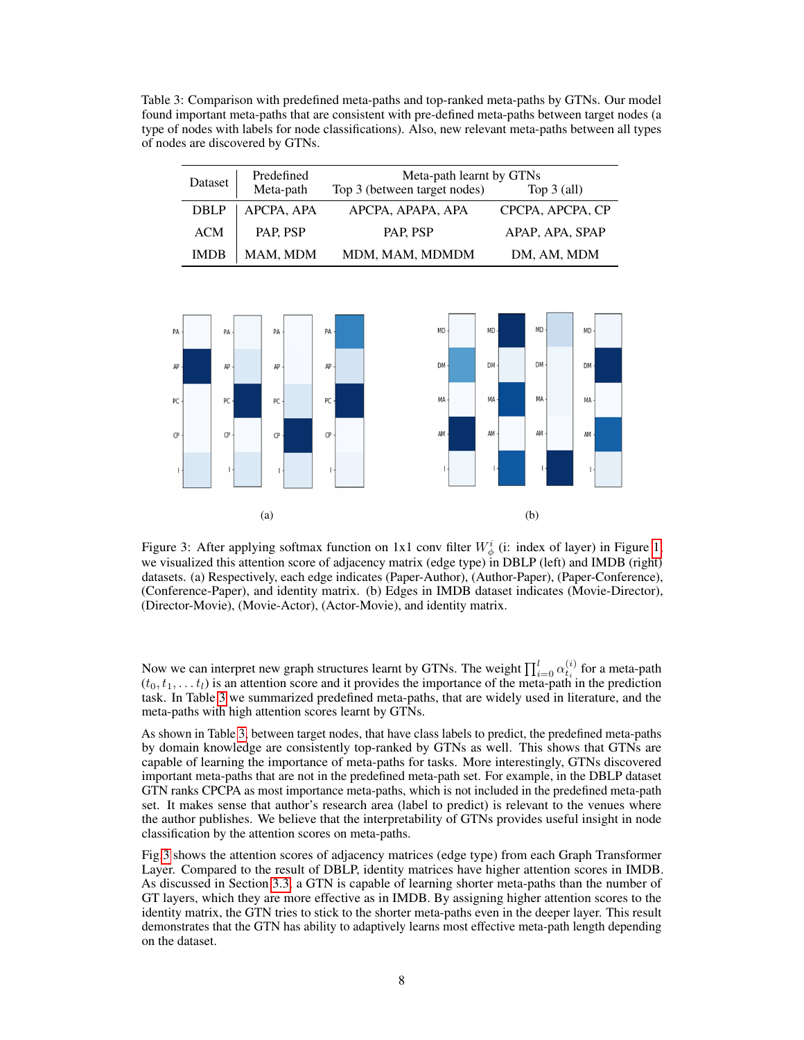Table 3: Comparison with predefined meta-paths and top-ranked meta-paths by GTNs. Our model found important meta-paths that are consistent with pre-defined meta-paths between target nodes (a type of nodes with labels for node classifications). Also, new relevant meta-paths between all types of nodes are discovered by GTNs.

| Dataset | Predefined Meta-path | Meta-path learnt by GTNs Top 3 (between target nodes) | Top 3 (all) |
| --- | --- | --- | --- |
| DBLP | APCPA, APA | APCPA, APAPA, APA | CPCPA, APCPA, CP |
| ACM | PAP, PSP | PAP, PSP | APAP, APA, SPAP |
| IMDB | MAM, MDM | MDM, MAM, MDMDM | DM, AM, MDM |

(a)

(b)

Figure 3: After applying softmax function on 1x1 conv filter $W_\phi^i$ (i: index of layer) in Figure 1, we visualized this attention score of adjacency matrix (edge type) in DBLP (left) and IMDB (right) datasets. (a) Respectively, each edge indicates (Paper-Author), (Author-Paper), (Paper-Conference), (Conference-Paper), and identity matrix. (b) Edges in IMDB dataset indicates (Movie-Director), (Director-Movie), (Movie-Actor), (Actor-Movie), and identity matrix.

Now we can interpret new graph structures learnt by GTNs. The weight $\prod_{i=0}^{l} \alpha_{t_i}^{(i)}$ for a meta-path $(t_0, t_1, \ldots t_l)$ is an attention score and it provides the importance of the meta-path in the prediction task. In Table 3 we summarized predefined meta-paths, that are widely used in literature, and the meta-paths with high attention scores learnt by GTNs.

As shown in Table 3, between target nodes, that have class labels to predict, the predefined meta-paths by domain knowledge are consistently top-ranked by GTNs as well. This shows that GTNs are capable of learning the importance of meta-paths for tasks. More interestingly, GTNs discovered important meta-paths that are not in the predefined meta-path set. For example, in the DBLP dataset GTN ranks CPCPA as most importance meta-paths, which is not included in the predefined meta-path set. It makes sense that author's research area (label to predict) is relevant to the venues where the author publishes. We believe that the interpretability of GTNs provides useful insight in node classification by the attention scores on meta-paths.

Fig 3 shows the attention scores of adjacency matrices (edge type) from each Graph Transformer Layer. Compared to the result of DBLP, identity matrices have higher attention scores in IMDB. As discussed in Section 3.3, a GTN is capable of learning shorter meta-paths than the number of GT layers, which they are more effective as in IMDB. By assigning higher attention scores to the identity matrix, the GTN tries to stick to the shorter meta-paths even in the deeper layer. This result demonstrates that the GTN has ability to adaptively learns most effective meta-path length depending on the dataset.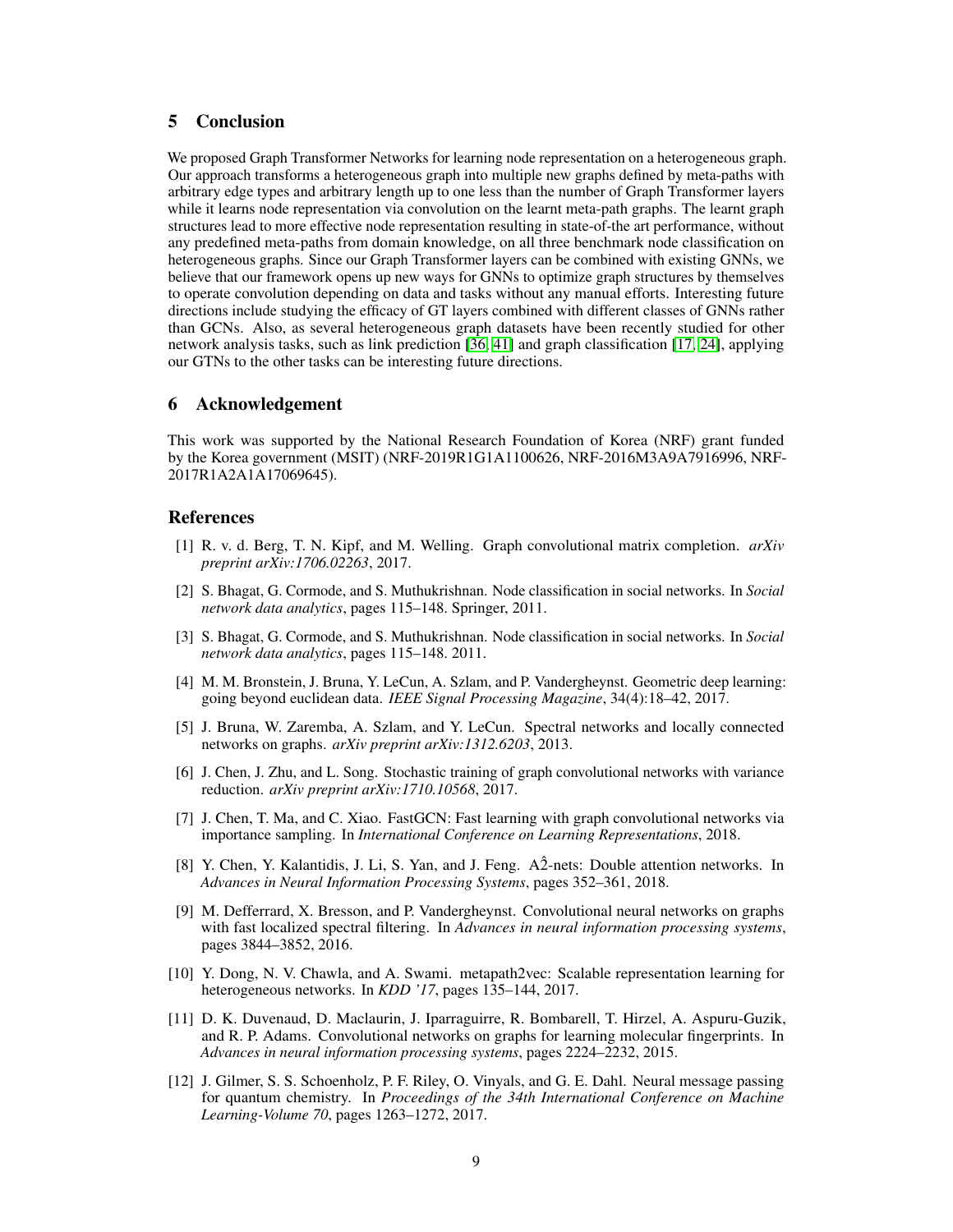## 5 Conclusion

We proposed Graph Transformer Networks for learning node representation on a heterogeneous graph. Our approach transforms a heterogeneous graph into multiple new graphs defined by meta-paths with arbitrary edge types and arbitrary length up to one less than the number of Graph Transformer layers while it learns node representation via convolution on the learnt meta-path graphs. The learnt graph structures lead to more effective node representation resulting in state-of-the art performance, without any predefined meta-paths from domain knowledge, on all three benchmark node classification on heterogeneous graphs. Since our Graph Transformer layers can be combined with existing GNNs, we believe that our framework opens up new ways for GNNs to optimize graph structures by themselves to operate convolution depending on data and tasks without any manual efforts. Interesting future directions include studying the efficacy of GT layers combined with different classes of GNNs rather than GCNs. Also, as several heterogeneous graph datasets have been recently studied for other network analysis tasks, such as link prediction [36, 41] and graph classification [17, 24], applying our GTNs to the other tasks can be interesting future directions.

## 6 Acknowledgement

This work was supported by the National Research Foundation of Korea (NRF) grant funded by the Korea government (MSIT) (NRF-2019R1G1A1100626, NRF-2016M3A9A7916996, NRF-2017R1A2A1A17069645).

## References

[1] R. v. d. Berg, T. N. Kipf, and M. Welling. Graph convolutional matrix completion. *arXiv preprint arXiv:1706.02263*, 2017.

[2] S. Bhagat, G. Cormode, and S. Muthukrishnan. Node classification in social networks. In *Social network data analytics*, pages 115–148. Springer, 2011.

[3] S. Bhagat, G. Cormode, and S. Muthukrishnan. Node classification in social networks. In *Social network data analytics*, pages 115–148. 2011.

[4] M. M. Bronstein, J. Bruna, Y. LeCun, A. Szlam, and P. Vandergheynst. Geometric deep learning: going beyond euclidean data. *IEEE Signal Processing Magazine*, 34(4):18–42, 2017.

[5] J. Bruna, W. Zaremba, A. Szlam, and Y. LeCun. Spectral networks and locally connected networks on graphs. *arXiv preprint arXiv:1312.6203*, 2013.

[6] J. Chen, J. Zhu, and L. Song. Stochastic training of graph convolutional networks with variance reduction. *arXiv preprint arXiv:1710.10568*, 2017.

[7] J. Chen, T. Ma, and C. Xiao. FastGCN: Fast learning with graph convolutional networks via importance sampling. In *International Conference on Learning Representations*, 2018.

[8] Y. Chen, Y. Kalantidis, J. Li, S. Yan, and J. Feng. $\hat{A2}$-nets: Double attention networks. In *Advances in Neural Information Processing Systems*, pages 352–361, 2018.

[9] M. Defferrard, X. Bresson, and P. Vandergheynst. Convolutional neural networks on graphs with fast localized spectral filtering. In *Advances in neural information processing systems*, pages 3844–3852, 2016.

[10] Y. Dong, N. V. Chawla, and A. Swami. metapath2vec: Scalable representation learning for heterogeneous networks. In *KDD '17*, pages 135–144, 2017.

[11] D. K. Duvenaud, D. Maclaurin, J. Iparraguirre, R. Bombarell, T. Hirzel, A. Aspuru-Guzik, and R. P. Adams. Convolutional networks on graphs for learning molecular fingerprints. In *Advances in neural information processing systems*, pages 2224–2232, 2015.

[12] J. Gilmer, S. S. Schoenholz, P. F. Riley, O. Vinyals, and G. E. Dahl. Neural message passing for quantum chemistry. In *Proceedings of the 34th International Conference on Machine Learning-Volume 70*, pages 1263–1272, 2017.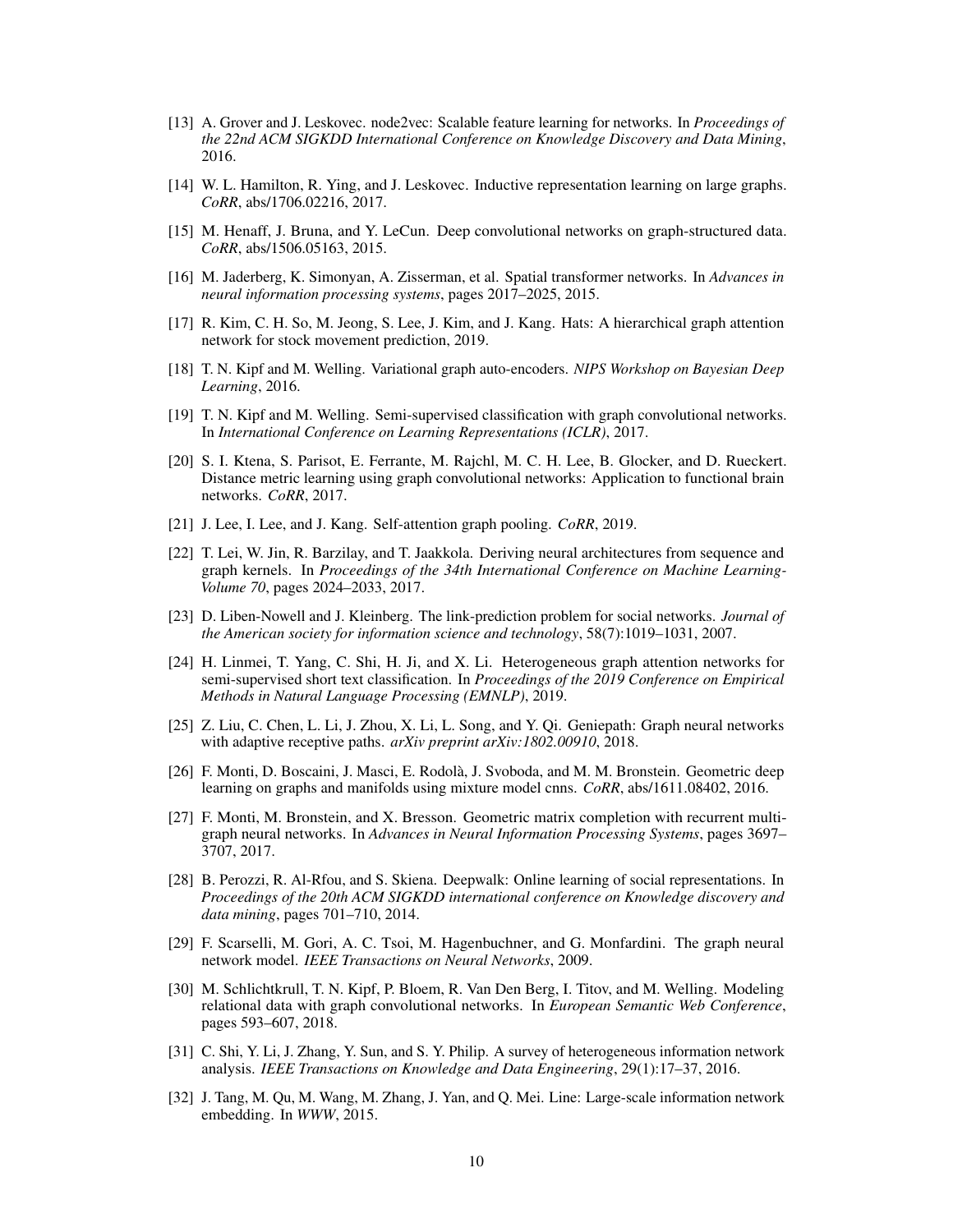[13] A. Grover and J. Leskovec. node2vec: Scalable feature learning for networks. In *Proceedings of the 22nd ACM SIGKDD International Conference on Knowledge Discovery and Data Mining*, 2016.

[14] W. L. Hamilton, R. Ying, and J. Leskovec. Inductive representation learning on large graphs. *CoRR*, abs/1706.02216, 2017.

[15] M. Henaff, J. Bruna, and Y. LeCun. Deep convolutional networks on graph-structured data. *CoRR*, abs/1506.05163, 2015.

[16] M. Jaderberg, K. Simonyan, A. Zisserman, et al. Spatial transformer networks. In *Advances in neural information processing systems*, pages 2017–2025, 2015.

[17] R. Kim, C. H. So, M. Jeong, S. Lee, J. Kim, and J. Kang. Hats: A hierarchical graph attention network for stock movement prediction, 2019.

[18] T. N. Kipf and M. Welling. Variational graph auto-encoders. *NIPS Workshop on Bayesian Deep Learning*, 2016.

[19] T. N. Kipf and M. Welling. Semi-supervised classification with graph convolutional networks. In *International Conference on Learning Representations (ICLR)*, 2017.

[20] S. I. Ktena, S. Parisot, E. Ferrante, M. Rajchl, M. C. H. Lee, B. Glocker, and D. Rueckert. Distance metric learning using graph convolutional networks: Application to functional brain networks. *CoRR*, 2017.

[21] J. Lee, I. Lee, and J. Kang. Self-attention graph pooling. *CoRR*, 2019.

[22] T. Lei, W. Jin, R. Barzilay, and T. Jaakkola. Deriving neural architectures from sequence and graph kernels. In *Proceedings of the 34th International Conference on Machine Learning-Volume 70*, pages 2024–2033, 2017.

[23] D. Liben-Nowell and J. Kleinberg. The link-prediction problem for social networks. *Journal of the American society for information science and technology*, 58(7):1019–1031, 2007.

[24] H. Linmei, T. Yang, C. Shi, H. Ji, and X. Li. Heterogeneous graph attention networks for semi-supervised short text classification. In *Proceedings of the 2019 Conference on Empirical Methods in Natural Language Processing (EMNLP)*, 2019.

[25] Z. Liu, C. Chen, L. Li, J. Zhou, X. Li, L. Song, and Y. Qi. Geniepath: Graph neural networks with adaptive receptive paths. *arXiv preprint arXiv:1802.00910*, 2018.

[26] F. Monti, D. Boscaini, J. Masci, E. Rodolà, J. Svoboda, and M. M. Bronstein. Geometric deep learning on graphs and manifolds using mixture model cnns. *CoRR*, abs/1611.08402, 2016.

[27] F. Monti, M. Bronstein, and X. Bresson. Geometric matrix completion with recurrent multi-graph neural networks. In *Advances in Neural Information Processing Systems*, pages 3697–3707, 2017.

[28] B. Perozzi, R. Al-Rfou, and S. Skiena. Deepwalk: Online learning of social representations. In *Proceedings of the 20th ACM SIGKDD international conference on Knowledge discovery and data mining*, pages 701–710, 2014.

[29] F. Scarselli, M. Gori, A. C. Tsoi, M. Hagenbuchner, and G. Monfardini. The graph neural network model. *IEEE Transactions on Neural Networks*, 2009.

[30] M. Schlichtkrull, T. N. Kipf, P. Bloem, R. Van Den Berg, I. Titov, and M. Welling. Modeling relational data with graph convolutional networks. In *European Semantic Web Conference*, pages 593–607, 2018.

[31] C. Shi, Y. Li, J. Zhang, Y. Sun, and S. Y. Philip. A survey of heterogeneous information network analysis. *IEEE Transactions on Knowledge and Data Engineering*, 29(1):17–37, 2016.

[32] J. Tang, M. Qu, M. Wang, M. Zhang, J. Yan, and Q. Mei. Line: Large-scale information network embedding. In *WWW*, 2015.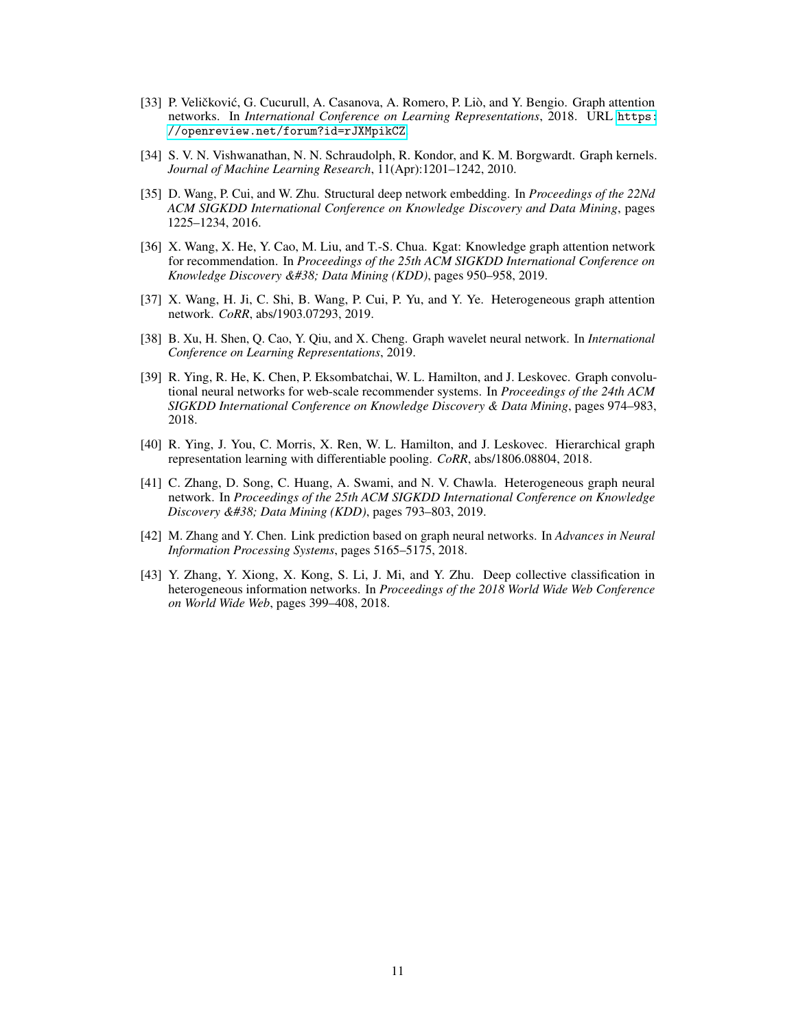- [33] P. Veličković, G. Cucurull, A. Casanova, A. Romero, P. Liò, and Y. Bengio. Graph attention networks. In *International Conference on Learning Representations*, 2018. URL https://openreview.net/forum?id=rJXMpikCZ.
- [34] S. V. N. Vishwanathan, N. N. Schraudolph, R. Kondor, and K. M. Borgwardt. Graph kernels. *Journal of Machine Learning Research*, 11(Apr):1201–1242, 2010.
- [35] D. Wang, P. Cui, and W. Zhu. Structural deep network embedding. In *Proceedings of the 22Nd ACM SIGKDD International Conference on Knowledge Discovery and Data Mining*, pages 1225–1234, 2016.
- [36] X. Wang, X. He, Y. Cao, M. Liu, and T.-S. Chua. Kgat: Knowledge graph attention network for recommendation. In *Proceedings of the 25th ACM SIGKDD International Conference on Knowledge Discovery &#38; Data Mining (KDD)*, pages 950–958, 2019.
- [37] X. Wang, H. Ji, C. Shi, B. Wang, P. Cui, P. Yu, and Y. Ye. Heterogeneous graph attention network. *CoRR*, abs/1903.07293, 2019.
- [38] B. Xu, H. Shen, Q. Cao, Y. Qiu, and X. Cheng. Graph wavelet neural network. In *International Conference on Learning Representations*, 2019.
- [39] R. Ying, R. He, K. Chen, P. Eksombatchai, W. L. Hamilton, and J. Leskovec. Graph convolutional neural networks for web-scale recommender systems. In *Proceedings of the 24th ACM SIGKDD International Conference on Knowledge Discovery & Data Mining*, pages 974–983, 2018.
- [40] R. Ying, J. You, C. Morris, X. Ren, W. L. Hamilton, and J. Leskovec. Hierarchical graph representation learning with differentiable pooling. *CoRR*, abs/1806.08804, 2018.
- [41] C. Zhang, D. Song, C. Huang, A. Swami, and N. V. Chawla. Heterogeneous graph neural network. In *Proceedings of the 25th ACM SIGKDD International Conference on Knowledge Discovery &#38; Data Mining (KDD)*, pages 793–803, 2019.
- [42] M. Zhang and Y. Chen. Link prediction based on graph neural networks. In *Advances in Neural Information Processing Systems*, pages 5165–5175, 2018.
- [43] Y. Zhang, Y. Xiong, X. Kong, S. Li, J. Mi, and Y. Zhu. Deep collective classification in heterogeneous information networks. In *Proceedings of the 2018 World Wide Web Conference on World Wide Web*, pages 399–408, 2018.